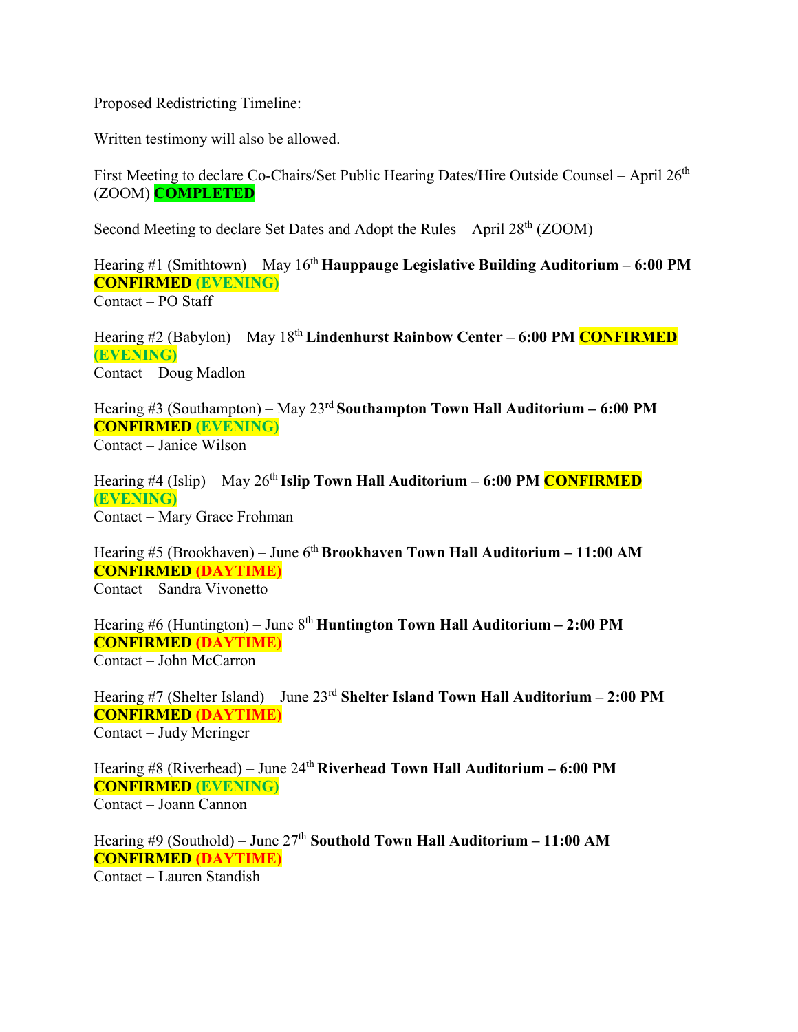Proposed Redistricting Timeline:

Written testimony will also be allowed.

First Meeting to declare Co-Chairs/Set Public Hearing Dates/Hire Outside Counsel – April 26th (ZOOM) **COMPLETED**

Second Meeting to declare Set Dates and Adopt the Rules – April 28th (ZOOM)

Hearing #1 (Smithtown) – May 16th **Hauppauge Legislative Building Auditorium – 6:00 PM CONFIRMED (EVENING)**
Contact – PO Staff

Hearing #2 (Babylon) – May 18th **Lindenhurst Rainbow Center – 6:00 PM CONFIRMED (EVENING)**
Contact – Doug Madlon

Hearing #3 (Southampton) – May 23rd **Southampton Town Hall Auditorium – 6:00 PM CONFIRMED (EVENING)**
Contact – Janice Wilson

Hearing #4 (Islip) – May 26th **Islip Town Hall Auditorium – 6:00 PM CONFIRMED (EVENING)**
Contact – Mary Grace Frohman

Hearing #5 (Brookhaven) – June 6th **Brookhaven Town Hall Auditorium – 11:00 AM CONFIRMED (DAYTIME)**
Contact – Sandra Vivonetto

Hearing #6 (Huntington) – June 8th **Huntington Town Hall Auditorium – 2:00 PM CONFIRMED (DAYTIME)**
Contact – John McCarron

Hearing #7 (Shelter Island) – June 23rd **Shelter Island Town Hall Auditorium – 2:00 PM CONFIRMED (DAYTIME)**
Contact – Judy Meringer

Hearing #8 (Riverhead) – June 24th **Riverhead Town Hall Auditorium – 6:00 PM CONFIRMED (EVENING)**
Contact – Joann Cannon

Hearing #9 (Southold) – June 27th **Southold Town Hall Auditorium – 11:00 AM CONFIRMED (DAYTIME)**
Contact – Lauren Standish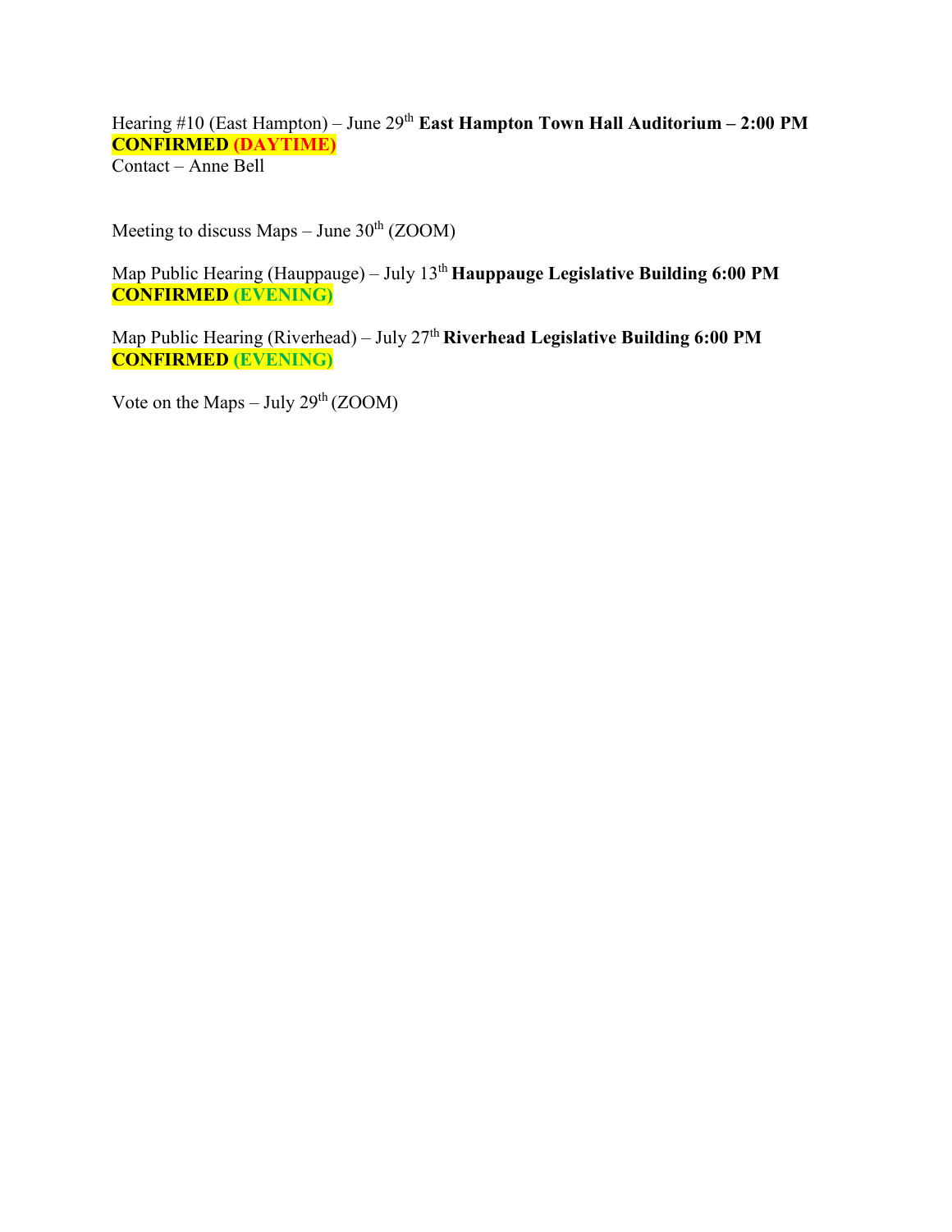Hearing #10 (East Hampton) – June 29th **East Hampton Town Hall Auditorium – 2:00 PM**
**CONFIRMED (DAYTIME)**
Contact – Anne Bell

Meeting to discuss Maps – June 30th (ZOOM)

Map Public Hearing (Hauppauge) – July 13th **Hauppauge Legislative Building 6:00 PM**
**CONFIRMED (EVENING)**

Map Public Hearing (Riverhead) – July 27th **Riverhead Legislative Building 6:00 PM**
**CONFIRMED (EVENING)**

Vote on the Maps – July 29th (ZOOM)